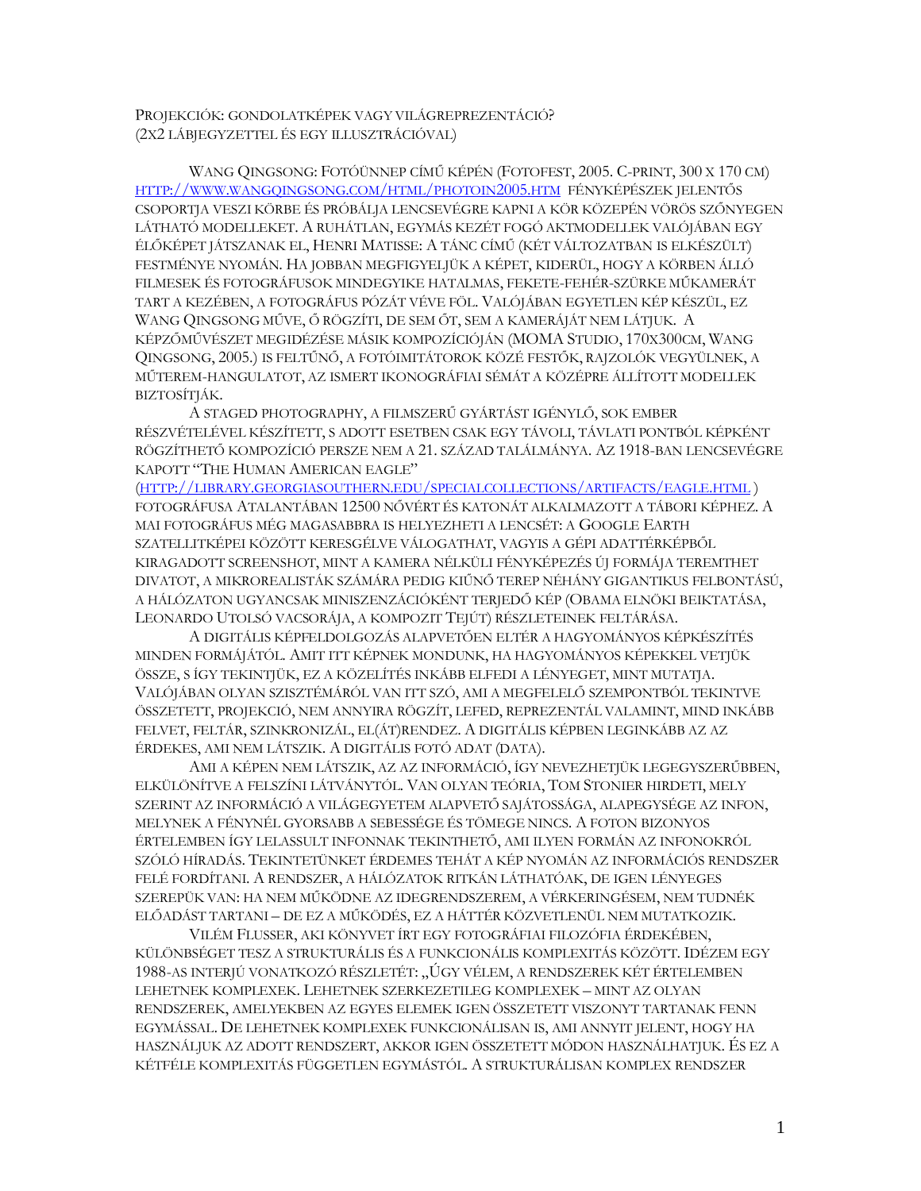# Projekciók: gondolatképek vagy világreprezentáció?
(2x2 lábjegyzettel és egy illusztrációval)

Wang Qingsong: Fotóünnep című képén (Fotofest, 2005. C-print, 300 x 170 cm) [http://www.wangqingsong.com/html/photoin2005.htm](http://www.wangqingsong.com/html/photoin2005.htm) fényképészek jelentős csoportja veszi körbe és próbálja lencsevégre kapni a kör közepén vörös szőnyegen látható modelleket. A ruhátlan, egymás kezét fogó aktmodellek valójában egy élőképet játszanak el, Henri Matisse: A tánc című (két változatban is elkészült) festménye nyomán. Ha jobban megfigyeljük a képet, kiderül, hogy a körben álló filmesek és fotográfusok mindegyike hatalmas, fekete-fehér-szürke műkamerát tart a kezében, a fotográfus pózát véve föl. Valójában egyetlen kép készül, ez Wang Qingsong műve, ő rögzíti, de sem őt, sem a kameráját nem látjuk. A képzőművészet megidézése másik kompozícióján (MOMA Studio, 170x300cm, Wang Qingsong, 2005.) is feltűnő, a fotóimitátorok közé festők, rajzolók vegyülnek, a műterem-hangulatot, az ismert ikonográfiai sémát a középre állított modellek biztosítják.

A staged photography, a filmszerű gyártást igénylő, sok ember részvételével készített, s adott esetben csak egy távoli, távlati pontból képként rögzíthető kompozíció persze nem a 21. század találmánya. Az 1918-ban lencsevégre kapott "The Human American eagle" ([http://library.georgiasouthern.edu/specialcollections/artifacts/eagle.html](http://library.georgiasouthern.edu/specialcollections/artifacts/eagle.html) ) fotográfusa Atalantában 12500 nővért és katonát alkalmazott a tábori képhez. A mai fotográfus még magasabbra is helyezheti a lencsét: a Google Earth szatellitképei között keresgélve válogathat, vagyis a gépi adattérképből kiragadott screenshot, mint a kamera nélküli fényképezés új formája teremthet divatot, a mikrorealisták számára pedig kiűnő terep néhány gigantikus felbontású, a hálózaton ugyancsak miniszenzációként terjedő kép (Obama elnöki beiktatása, Leonardo Utolsó vacsorája, a kompozit Tejút) részleteinek feltárása.

A digitális képfeldolgozás alapvetően eltér a hagyományos képkészítés minden formájától. Amit itt képnek mondunk, ha hagyományos képekkel vetjük össze, s így tekintjük, ez a közelítés inkább elfedi a lényeget, mint mutatja. Valójában olyan szisztémáról van itt szó, ami a megfelelő szempontból tekintve összetett, projekció, nem annyira rögzít, lefed, reprezentál valamint, mind inkább felvet, feltár, szinkronizál, el(át)rendez. A digitális képben leginkább az az érdekes, ami nem látszik. A digitális fotó adat (data).

Ami a képen nem látszik, az az információ, így nevezhetjük legegyszerűbben, elkülönítve a felszíni látványtól. Van olyan teória, Tom Stonier hirdeti, mely szerint az információ a világegyetem alapvető sajátossága, alapegysége az infon, melynek a fénynél gyorsabb a sebessége és tömege nincs. A foton bizonyos értelemben így lelassult infonnak tekinthető, ami ilyen formán az infonokról szóló híradás. Tekintetünket érdemes tehát a kép nyomán az információs rendszer felé fordítani. A rendszer, a hálózatok ritkán láthatóak, de igen lényeges szerepük van: ha nem működne az idegrendszerem, a vérkeringésem, nem tudnék előadást tartani – de ez a működés, ez a háttér közvetlenül nem mutatkozik.

Vilém Flusser, aki könyvet írt egy fotográfiai filozófia érdekében, különbséget tesz a strukturális és a funkcionális komplexitás között. Idézem egy 1988-as interjú vonatkozó részletét: „Úgy vélem, a rendszerek két értelemben lehetnek komplexek. Lehetnek szerkezetileg komplexek – mint az olyan rendszerek, amelyekben az egyes elemek igen összetett viszonyt tartanak fenn egymással. De lehetnek komplexek funkcionálisan is, ami annyit jelent, hogy ha használjuk az adott rendszert, akkor igen összetett módon használhatjuk. És ez a kétféle komplexitás független egymástól. A strukturálisan komplex rendszer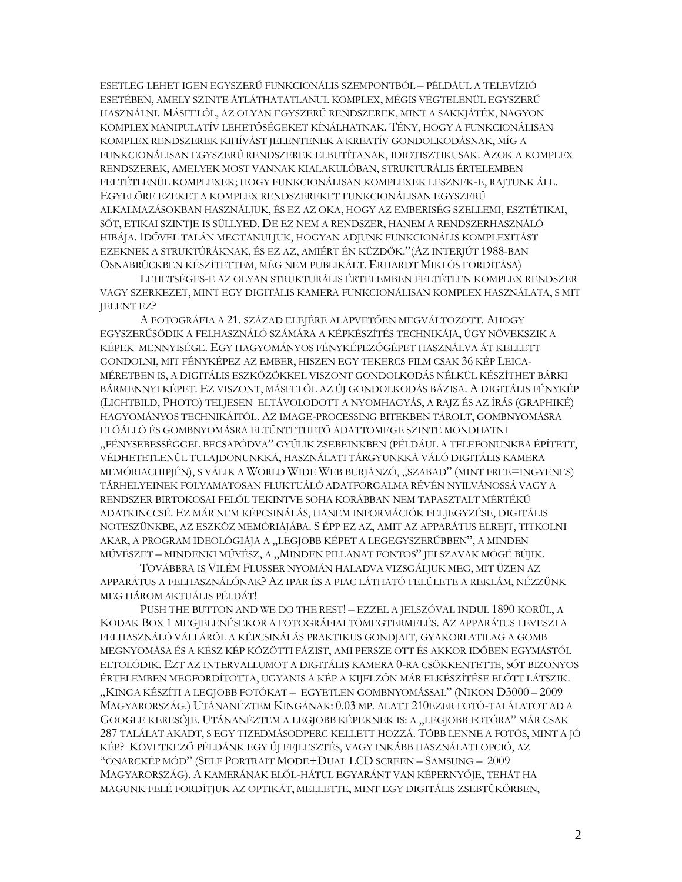esetleg lehet igen egyszerű funkcionális szempontból – például a televízió esetében, amely szinte átláthatatlanul komplex, mégis végtelenül egyszerű használni. Másfelől, az olyan egyszerű rendszerek, mint a sakkjáték, nagyon komplex manipulatív lehetőségeket kínálhatnak. Tény, hogy a funkcionálisan komplex rendszerek kihívást jelentenek a kreatív gondolkodásnak, míg a funkcionálisan egyszerű rendszerek elbutítanak, idiotisztikusak. Azok a komplex rendszerek, amelyek most vannak kialakulóban, strukturális értelemben feltétlenül komplexek; hogy funkcionálisan komplexek lesznek-e, rajtunk áll. Egyelőre ezeket a komplex rendszereket funkcionálisan egyszerű alkalmazásokban használjuk, és ez az oka, hogy az emberiség szellemi, esztétikai, sőt, etikai szintje is süllyed. De ez nem a rendszer, hanem a rendszerhasználó hibája. Idővel talán megtanuljuk, hogyan adjunk funkcionális komplexitást ezeknek a struktúráknak, és ez az, amiért én küzdök."(Az interjút 1988-ban Osnabrückben készítettem, még nem publikált. Erhardt Miklós fordítása)

Lehetséges-e az olyan strukturális értelemben feltétlen komplex rendszer vagy szerkezet, mint egy digitális kamera funkcionálisan komplex használata, s mit jelent ez?

A fotográfia a 21. század elejére alapvetően megváltozott. Ahogy egyszerűsödik a felhasználó számára a képkészítés technikája, úgy növekszik a képek mennyisége. Egy hagyományos fényképezőgépet használva át kellett gondolni, mit fényképez az ember, hiszen egy tekercs film csak 36 kép Leica-méretben is, a digitális eszközökkel viszont gondolkodás nélkül készíthet bárki bármennyi képet. Ez viszont, másfelől az új gondolkodás bázisa. A digitális fénykép (Lichtbild, Photo) teljesen eltávolodott a nyomhagyás, a rajz és az írás (graphiké) hagyományos technikáitól. Az image-processing bitekben tárolt, gombnyomásra előálló és gombnyomásra eltüntethető adattömege szinte mondhatni „fénysebességgel becsapódva" gyűlik zsebeinkben (például a telefonunkba épített, védhetetlenül tulajdonunkká, használati tárgyunkká váló digitális kamera memóriachipjén), s válik a World Wide Web burjánzó, „szabad" (mint free=ingyenes) tárhelyeinek folyamatosan fluktuáló adatforgalma révén nyilvánossá vagy a rendszer birtokosai felől tekintve soha korábban nem tapasztalt mértékű adatkinccsé. Ez már nem képcsinálás, hanem információk feljegyzése, digitális noteszünkbe, az eszköz memóriájába. S épp ez az, amit az apparátus elrejt, titkolni akar, a program ideológiája a „legjobb képet a legegyszerűbben", a minden művészet – mindenki művész, a „Minden pillanat fontos" jelszavak mögé bújik.

Továbbra is Vilém Flusser nyomán haladva vizsgáljuk meg, mit üzen az apparátus a felhasználónak? Az ipar és a piac látható felülete a reklám, nézzünk meg három aktuális példát!

Push the button and we do the rest! – ezzel a jelszóval indul 1890 körül, a Kodak Box 1 megjelenésekor a fotográfiai tömegtermelés. Az apparátus leveszi a felhasználó válláról a képcsinálás praktikus gondjait, gyakorlatilag a gomb megnyomása és a kész kép közötti fázist, ami persze ott és akkor időben egymástól eltolódik. Ezt az intervallumot a digitális kamera 0-ra csökkentette, sőt bizonyos értelemben megfordította, ugyanis a kép a kijelzőn már elkészítése előtt látszik. „Kinga készíti a legjobb fotókat – egyetlen gombnyomással" (Nikon D3000 – 2009 Magyarország.) Utánanéztem Kingának: 0.03 mp. alatt 210ezer fotó-találatot ad a Google keresője. Utánanéztem a legjobb képeknek is: a „legjobb fotóra" már csak 287 találat akadt, s egy tizedmásodperc kellett hozzá. Több lenne a fotós, mint a jó kép? Következő példánk egy új fejlesztés, vagy inkább használati opció, az "önarckép mód" (Self Portrait Mode+Dual LCD screen – Samsung – 2009 Magyarország). A kamerának elől-hátul egyaránt van képernyője, tehát ha magunk felé fordítjuk az optikát, mellette, mint egy digitális zsebtükörben,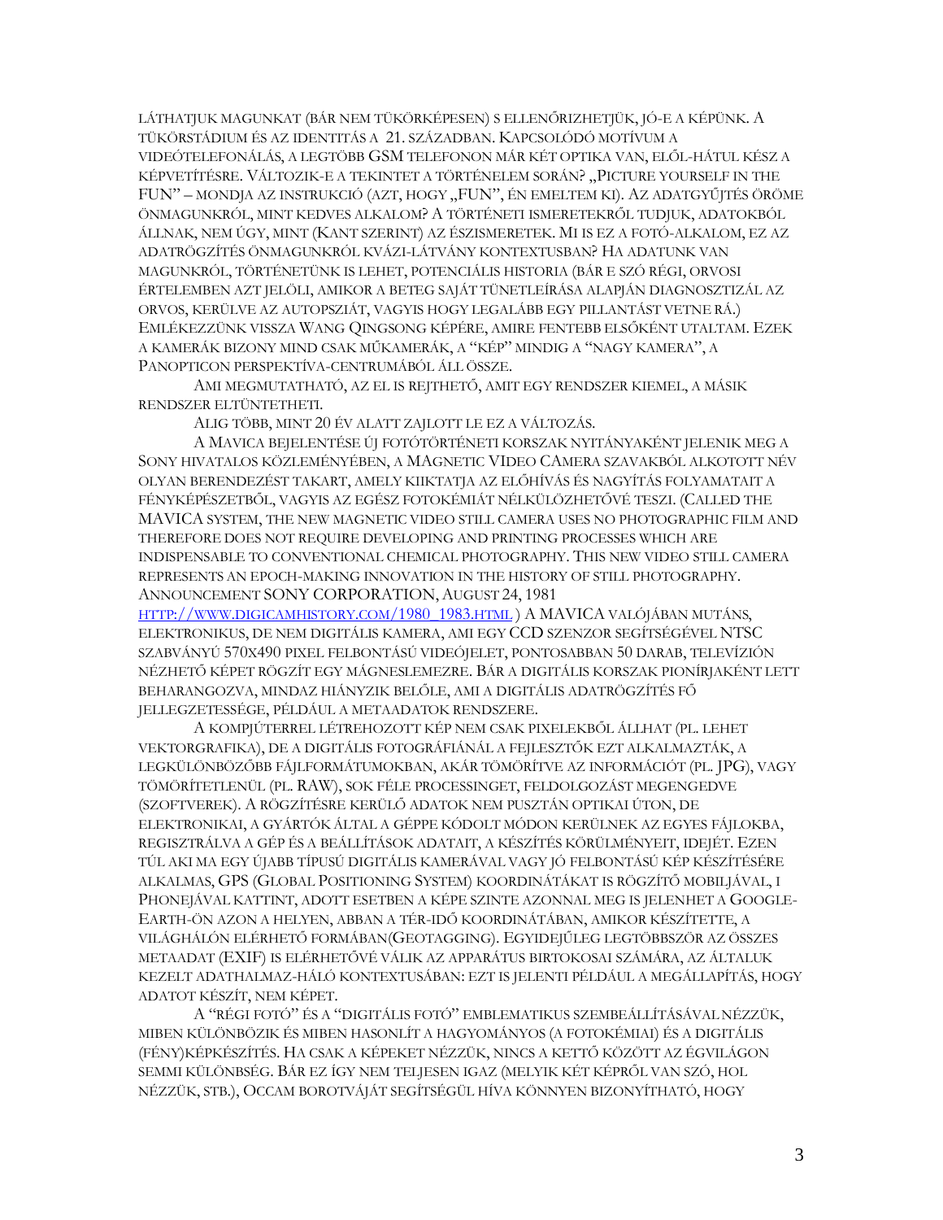LÁTHATJUK MAGUNKAT (BÁR NEM TÜKÖRKÉPESEN) S ELLENŐRIZHETJÜK, JÓ-E A KÉPÜNK. A TÜKÖRSTÁDIUM ÉS AZ IDENTITÁS A 21. SZÁZADBAN. KAPCSOLÓDÓ MOTÍVUM A VIDEÓTELEFONÁLÁS, A LEGTÖBB GSM TELEFONON MÁR KÉT OPTIKA VAN, ELŐL-HÁTUL KÉSZ A KÉPVETÍTÉSRE. VÁLTOZIK-E A TEKINTET A TÖRTÉNELEM SORÁN? „PICTURE YOURSELF IN THE FUN" – MONDJA AZ INSTRUKCIÓ (AZT, HOGY „FUN", ÉN EMELTEM KI). AZ ADATGYŰJTÉS ÖRÖME ÖNMAGUNKRÓL, MINT KEDVES ALKALOM? A TÖRTÉNETI ISMERETEKRŐL TUDJUK, ADATOKBÓL ÁLLNAK, NEM ÚGY, MINT (KANT SZERINT) AZ ÉSZISMERETEK. MI IS EZ A FOTÓ-ALKALOM, EZ AZ ADATRÖGZÍTÉS ÖNMAGUNKRÓL KVÁZI-LÁTVÁNY KONTEXTUSBAN? HA ADATUNK VAN MAGUNKRÓL, TÖRTÉNETÜNK IS LEHET, POTENCIÁLIS HISTORIA (BÁR E SZÓ RÉGI, ORVOSI ÉRTELEMBEN AZT JELÖLI, AMIKOR A BETEG SAJÁT TÜNETLEÍRÁSA ALAPJÁN DIAGNOSZTIZÁL AZ ORVOS, KERÜLVE AZ AUTOPSZIÁT, VAGYIS HOGY LEGALÁBB EGY PILLANTÁST VETNE RÁ.) EMLÉKEZZÜNK VISSZA WANG QINGSONG KÉPÉRE, AMIRE FENTEBB ELSŐKÉNT UTALTAM. EZEK A KAMERÁK BIZONY MIND CSAK MŰKAMERÁK, A "KÉP" MINDIG A "NAGY KAMERA", A PANOPTICON PERSPEKTÍVA-CENTRUMÁBÓL ÁLL ÖSSZE.

AMI MEGMUTATHATÓ, AZ EL IS REJTHETŐ, AMIT EGY RENDSZER KIEMEL, A MÁSIK RENDSZER ELTÜNTETHETI.

ALIG TÖBB, MINT 20 ÉV ALATT ZAJLOTT LE EZ A VÁLTOZÁS.

A MAVICA BEJELENTÉSE ÚJ FOTÓTÖRTÉNETI KORSZAK NYITÁNYAKÉNT JELENIK MEG A SONY HIVATALOS KÖZLEMÉNYÉBEN, A MAGNETIC VIDEO CAMERA SZAVAKBÓL ALKOTOTT NÉV OLYAN BERENDEZÉST TAKART, AMELY KIIKTATJA AZ ELŐHÍVÁS ÉS NAGYÍTÁS FOLYAMATAIT A FÉNYKÉPÉSZETBŐL, VAGYIS AZ EGÉSZ FOTOKÉMIÁT NÉLKÜLÖZHETŐVÉ TESZI. (CALLED THE MAVICA SYSTEM, THE NEW MAGNETIC VIDEO STILL CAMERA USES NO PHOTOGRAPHIC FILM AND THEREFORE DOES NOT REQUIRE DEVELOPING AND PRINTING PROCESSES WHICH ARE INDISPENSABLE TO CONVENTIONAL CHEMICAL PHOTOGRAPHY. THIS NEW VIDEO STILL CAMERA REPRESENTS AN EPOCH-MAKING INNOVATION IN THE HISTORY OF STILL PHOTOGRAPHY. ANNOUNCEMENT SONY CORPORATION, AUGUST 24, 1981 HTTP://WWW.DIGICAMHISTORY.COM/1980_1983.HTML ) A MAVICA VALÓJÁBAN MUTÁNS, ELEKTRONIKUS, DE NEM DIGITÁLIS KAMERA, AMI EGY CCD SZENZOR SEGÍTSÉGÉVEL NTSC SZABVÁNYÚ 570X490 PIXEL FELBONTÁSÚ VIDEÓJELET, PONTOSABBAN 50 DARAB, TELEVÍZIÓN NÉZHETŐ KÉPET RÖGZÍT EGY MÁGNESLEMEZRE. BÁR A DIGITÁLIS KORSZAK PIONÍRJAKÉNT LETT BEHARANGOZVA, MINDAZ HIÁNYZIK BELŐLE, AMI A DIGITÁLIS ADATRÖGZÍTÉS FŐ JELLEGZETESSÉGE, PÉLDÁUL A METAADATOK RENDSZERE.

A KOMPJÚTERREL LÉTREHOZOTT KÉP NEM CSAK PIXELEKBŐL ÁLLHAT (PL. LEHET VEKTORGRAFIKA), DE A DIGITÁLIS FOTOGRÁFIÁNÁL A FEJLESZTŐK EZT ALKALMAZTÁK, A LEGKÜLÖNBÖZŐBB FÁJLFORMÁTUMOKBAN, AKÁR TÖMÖRÍTVE AZ INFORMÁCIÓT (PL. JPG), VAGY TÖMÖRÍTETLENÜL (PL. RAW), SOK FÉLE PROCESSINGET, FELDOLGOZÁST MEGENGEDVE (SZOFTVEREK). A RÖGZÍTÉSRE KERÜLŐ ADATOK NEM PUSZTÁN OPTIKAI ÚTON, DE ELEKTRONIKAI, A GYÁRTÓK ÁLTAL A GÉPPE KÓDOLT MÓDON KERÜLNEK AZ EGYES FÁJLOKBA, REGISZTRÁLVA A GÉP ÉS A BEÁLLÍTÁSOK ADATAIT, A KÉSZÍTÉS KÖRÜLMÉNYEIT, IDEJÉT. EZEN TÚL AKI MA EGY ÚJABB TÍPUSÚ DIGITÁLIS KAMERÁVAL VAGY JÓ FELBONTÁSÚ KÉP KÉSZÍTÉSÉRE ALKALMAS, GPS (GLOBAL POSITIONING SYSTEM) KOORDINÁTÁKAT IS RÖGZÍTŐ MOBILJÁVAL, I PHONEJÁVAL KATTINT, ADOTT ESETBEN A KÉPE SZINTE AZONNAL MEG IS JELENHET A GOOGLE-EARTH-ÖN AZON A HELYEN, ABBAN A TÉR-IDŐ KOORDINÁTÁBAN, AMIKOR KÉSZÍTETTE, A VILÁGHÁLÓN ELÉRHETŐ FORMÁBAN(GEOTAGGING). EGYIDEJŰLEG LEGTÖBBSZÖR AZ ÖSSZES METAADAT (EXIF) IS ELÉRHETŐVÉ VÁLIK AZ APPARÁTUS BIRTOKOSAI SZÁMÁRA, AZ ÁLTALUK KEZELT ADATHALMAZ-HÁLÓ KONTEXTUSÁBAN: EZT IS JELENTI PÉLDÁUL A MEGÁLLAPÍTÁS, HOGY ADATOT KÉSZÍT, NEM KÉPET.

A "RÉGI FOTÓ" ÉS A "DIGITÁLIS FOTÓ" EMBLEMATIKUS SZEMBEÁLLÍTÁSÁVAL NÉZZÜK, MIBEN KÜLÖNBÖZIK ÉS MIBEN HASONLÍT A HAGYOMÁNYOS (A FOTOKÉMIAI) ÉS A DIGITÁLIS (FÉNY)KÉPKÉSZÍTÉS. HA CSAK A KÉPEKET NÉZZÜK, NINCS A KETTŐ KÖZÖTT AZ ÉGVILÁGON SEMMI KÜLÖNBSÉG. BÁR EZ ÍGY NEM TELJESEN IGAZ (MELYIK KÉT KÉPRŐL VAN SZÓ, HOL NÉZZÜK, STB.), OCCAM BOROTVÁJÁT SEGÍTSÉGÜL HÍVA KÖNNYEN BIZONYÍTHATÓ, HOGY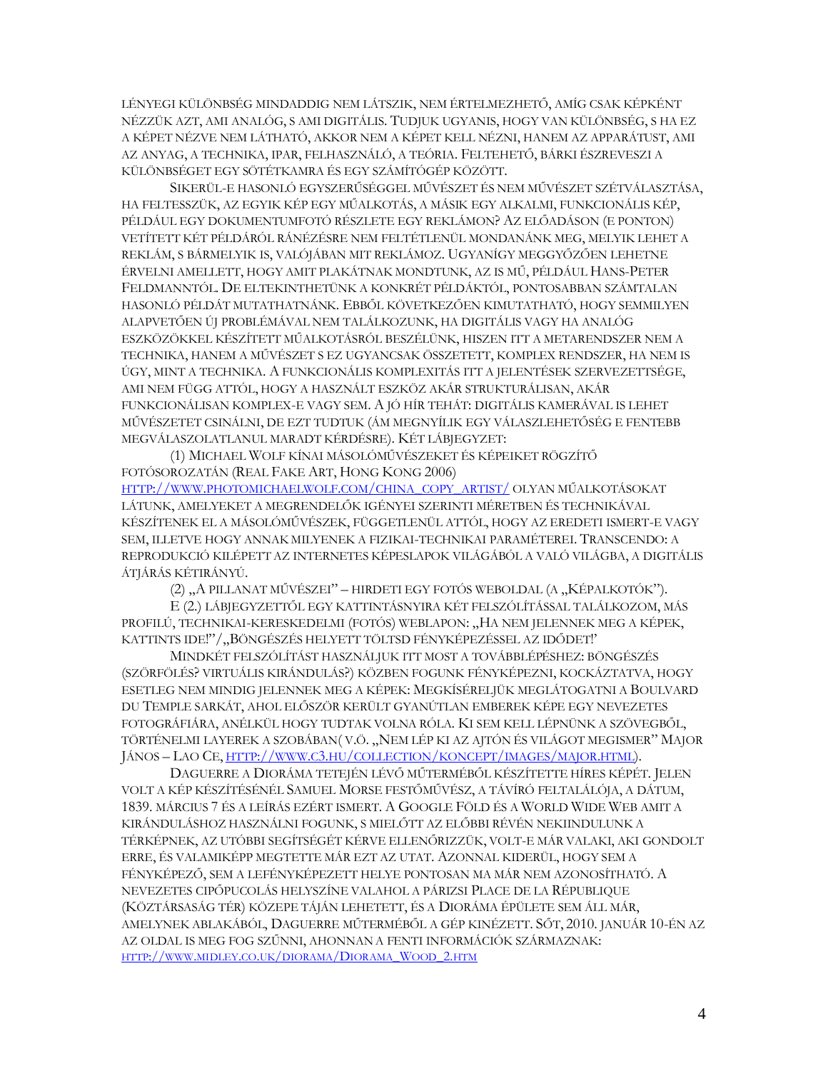LÉNYEGI KÜLÖNBSÉG MINDADDIG NEM LÁTSZIK, NEM ÉRTELMEZHETŐ, AMÍG CSAK KÉPKÉNT NÉZZÜK AZT, AMI ANALÓG, S AMI DIGITÁLIS. TUDJUK UGYANIS, HOGY VAN KÜLÖNBSÉG, S HA EZ A KÉPET NÉZVE NEM LÁTHATÓ, AKKOR NEM A KÉPET KELL NÉZNI, HANEM AZ APPARÁTUST, AMI AZ ANYAG, A TECHNIKA, IPAR, FELHASZNÁLÓ, A TEÓRIA. FELTEHETŐ, BÁRKI ÉSZREVESZI A KÜLÖNBSÉGET EGY SÖTÉTKAMRA ÉS EGY SZÁMÍTÓGÉP KÖZÖTT.

SIKERÜL-E HASONLÓ EGYSZERŰSÉGGEL MŰVÉSZET ÉS NEM MŰVÉSZET SZÉTVÁLASZTÁSA, HA FELTESSZÜK, AZ EGYIK KÉP EGY MŰALKOTÁS, A MÁSIK EGY ALKALMI, FUNKCIONÁLIS KÉP, PÉLDÁUL EGY DOKUMENTUMFOTÓ RÉSZLETE EGY REKLÁMON? AZ ELŐADÁSON (E PONTON) VETÍTETT KÉT PÉLDÁRÓL RÁNÉZÉSRE NEM FELTÉTLENÜL MONDANÁNK MEG, MELYIK LEHET A REKLÁM, S BÁRMELYIK IS, VALÓJÁBAN MIT REKLÁMOZ. UGYANÍGY MEGGYŐZŐEN LEHETNE ÉRVELNI AMELLETT, HOGY AMIT PLAKÁTNAK MONDTUNK, AZ IS MŰ, PÉLDÁUL HANS-PETER FELDMANNTÓL. DE ELTEKINTHETÜNK A KONKRÉT PÉLDÁKTÓL, PONTOSABBAN SZÁMTALAN HASONLÓ PÉLDÁT MUTATHATNÁNK. EBBŐL KÖVETKEZŐEN KIMUTATHATÓ, HOGY SEMMILYEN ALAPVETŐEN ÚJ PROBLÉMÁVAL NEM TALÁLKOZUNK, HA DIGITÁLIS VAGY HA ANALÓG ESZKÖZÖKKEL KÉSZÍTETT MŰALKOTÁSRÓL BESZÉLÜNK, HISZEN ITT A METARENDSZER NEM A TECHNIKA, HANEM A MŰVÉSZET S EZ UGYANCSAK ÖSSZETETT, KOMPLEX RENDSZER, HA NEM IS ÚGY, MINT A TECHNIKA. A FUNKCIONÁLIS KOMPLEXITÁS ITT A JELENTÉSEK SZERVEZETTSÉGE, AMI NEM FÜGG ATTÓL, HOGY A HASZNÁLT ESZKÖZ AKÁR STRUKTURÁLISAN, AKÁR FUNKCIONÁLISAN KOMPLEX-E VAGY SEM. A JÓ HÍR TEHÁT: DIGITÁLIS KAMERÁVAL IS LEHET MŰVÉSZETET CSINÁLNI, DE EZT TUDTUK (ÁM MEGNYÍLIK EGY VÁLASZLEHETŐSÉG E FENTEBB MEGVÁLASZOLATLANUL MARADT KÉRDÉSRE). KÉT LÁBJEGYZET:

(1) MICHAEL WOLF KÍNAI MÁSOLÓMŰVÉSZEKET ÉS KÉPEIKET RÖGZÍTŐ FOTÓSOROZATÁN (REAL FAKE ART, HONG KONG 2006) HTTP://WWW.PHOTOMICHAELWOLF.COM/CHINA_COPY_ARTIST/ OLYAN MŰALKOTÁSOKAT LÁTUNK, AMELYEKET A MEGRENDELŐK IGÉNYEI SZERINTI MÉRETBEN ÉS TECHNIKÁVAL KÉSZÍTENEK EL A MÁSOLÓMŰVÉSZEK, FÜGGETLENÜL ATTÓL, HOGY AZ EREDETI ISMERT-E VAGY SEM, ILLETVE HOGY ANNAK MILYENEK A FIZIKAI-TECHNIKAI PARAMÉTEREI. TRANSCENDO: A REPRODUKCIÓ KILÉPETT AZ INTERNETES KÉPESLAPOK VILÁGÁBÓL A VALÓ VILÁGBA, A DIGITÁLIS ÁTJÁRÁS KÉTIRÁNYÚ.

(2) „A PILLANAT MŰVÉSZEI" – HIRDETI EGY FOTÓS WEBOLDAL (A „KÉPALKOTÓK").

E (2.) LÁBJEGYZETTŐL EGY KATTINTÁSNYIRA KÉT FELSZÓLÍTÁSSAL TALÁLKOZOM, MÁS PROFILÚ, TECHNIKAI-KERESKEDELMI (FOTÓS) WEBLAPON: „HA NEM JELENNEK MEG A KÉPEK, KATTINTS IDE!"/„BÖNGÉSZÉS HELYETT TÖLTSD FÉNYKÉPEZÉSSEL AZ IDŐDET!'

MINDKÉT FELSZÓLÍTÁST HASZNÁLJUK ITT MOST A TOVÁBBLÉPÉSHEZ: BÖNGÉSZÉS (SZÖRFÖLÉS? VIRTUÁLIS KIRÁNDULÁS?) KÖZBEN FOGUNK FÉNYKÉPEZNI, KOCKÁZTATVA, HOGY ESETLEG NEM MINDIG JELENNEK MEG A KÉPEK: MEGKÍSÉRELJÜK MEGLÁTOGATNI A BOULVARD DU TEMPLE SARKÁT, AHOL ELŐSZÖR KERÜLT GYANÚTLAN EMBEREK KÉPE EGY NEVEZETES FOTOGRÁFIÁRA, ANÉLKÜL HOGY TUDTAK VOLNA RÓLA. KI SEM KELL LÉPNÜNK A SZÖVEGBŐL, TÖRTÉNELMI LAYEREK A SZOBÁBAN( V.Ö. „NEM LÉP KI AZ AJTÓN ÉS VILÁGOT MEGISMER" MAJOR JÁNOS – LAO CE, HTTP://WWW.C3.HU/COLLECTION/KONCEPT/IMAGES/MAJOR.HTML).

DAGUERRE A DIORÁMA TETEJÉN LÉVŐ MŰTERMÉBŐL KÉSZÍTETTE HÍRES KÉPÉT. JELEN VOLT A KÉP KÉSZÍTÉSÉNÉL SAMUEL MORSE FESTŐMŰVÉSZ, A TÁVÍRÓ FELTALÁLÓJA, A DÁTUM, 1839. MÁRCIUS 7 ÉS A LEÍRÁS EZÉRT ISMERT. A GOOGLE FÖLD ÉS A WORLD WIDE WEB AMIT A KIRÁNDULÁSHOZ HASZNÁLNI FOGUNK, S MIELŐTT AZ ELŐBBI RÉVÉN NEKIINDULUNK A TÉRKÉPNEK, AZ UTÓBBI SEGÍTSÉGÉT KÉRVE ELLENŐRIZZÜK, VOLT-E MÁR VALAKI, AKI GONDOLT ERRE, ÉS VALAMIKÉPP MEGTETTE MÁR EZT AZ UTAT. AZONNAL KIDERÜL, HOGY SEM A FÉNYKÉPEZŐ, SEM A LEFÉNYKÉPEZETT HELYE PONTOSAN MA MÁR NEM AZONOSÍTHATÓ. A NEVEZETES CIPŐPUCOLÁS HELYSZÍNE VALAHOL A PÁRIZSI PLACE DE LA RÉPUBLIQUE (KÖZTÁRSASÁG TÉR) KÖZEPE TÁJÁN LEHETETT, ÉS A DIORÁMA ÉPÜLETE SEM ÁLL MÁR, AMELYNEK ABLAKÁBÓL, DAGUERRE MŰTERMÉBŐL A GÉP KINÉZETT. SŐT, 2010. JANUÁR 10-ÉN AZ AZ OLDAL IS MEG FOG SZŰNNI, AHONNAN A FENTI INFORMÁCIÓK SZÁRMAZNAK: HTTP://WWW.MIDLEY.CO.UK/DIORAMA/DIORAMA_WOOD_2.HTM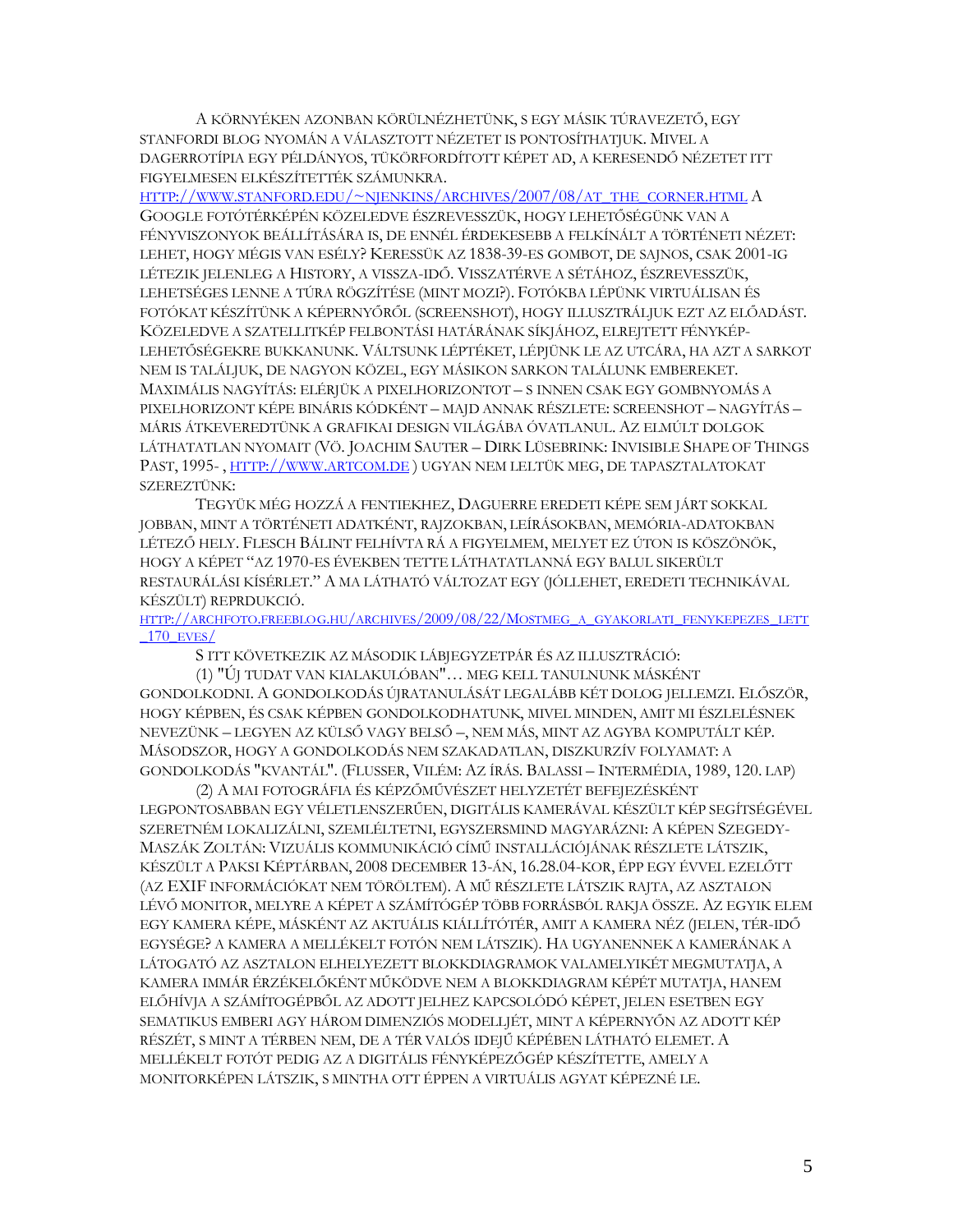A környéken azonban körülnézhetünk, s egy másik túravezető, egy stanfordi blog nyomán a választott nézetet is pontosíthatjuk. Mivel a dagerrotípia egy példányos, tükörfordított képet ad, a keresendő nézetet itt figyelmesen elkészítették számunkra. http://www.stanford.edu/~njenkins/archives/2007/08/at_the_corner.html A Google fotótérképén közeledve észrevesszük, hogy lehetőségünk van a fényviszonyok beállítására is, de ennél érdekesebb a felkínált a történeti nézet: lehet, hogy mégis van esély? Keressük az 1838-39-es gombot, de sajnos, csak 2001-ig létezik jelenleg a History, a vissza-idő. Visszatérve a sétához, észrevesszük, lehetséges lenne a túra rögzítése (mint mozi?). Fotókba lépünk virtuálisan és fotókat készítünk a képernyőről (screenshot), hogy illusztráljuk ezt az előadást. Közeledve a szatellitkép felbontási határának síkjához, elrejtett fénykép-lehetőségekre bukkanunk. Váltsunk léptéket, lépjünk le az utcára, ha azt a sarkot nem is találjuk, de nagyon közel, egy másikon sarkon találunk embereket. Maximális nagyítás: elérjük a pixelhorizontot – s innen csak egy gombnyomás a pixelhorizont képe bináris kódként – majd annak részlete: screenshot – nagyítás – máris átkeveredtünk a grafikai design világába óvatlanul. Az elmúlt dolgok láthatatlan nyomait (vö. Joachim Sauter – Dirk Lüsebrink: Invisible Shape of Things Past, 1995- , http://www.artcom.de ) ugyan nem leltük meg, de tapasztalatokat szereztünk:

Tegyük még hozzá a fentiekhez, Daguerre eredeti képe sem járt sokkal jobban, mint a történeti adatként, rajzokban, leírásokban, memória-adatokban létező hely. Flesch Bálint felhívta rá a figyelmem, melyet ez úton is köszönök, hogy a képet “az 1970-es években tette láthatatlanná egy balul sikerült restaurálási kísérlet.” A ma látható változat egy (jóllehet, eredeti technikával készült) reprdukció.
http://archfoto.freeblog.hu/archives/2009/08/22/Mostmeg_a_gyakorlati_fenykepezes_lett_170_eves/

S itt következik az második lábjegyzetpár és az illusztráció:

(1) "Új tudat van kialakulóban"… meg kell tanulnunk másként gondolkodni. A gondolkodás újratanulását legalább két dolog jellemzi. Először, hogy képben, és csak képben gondolkodhatunk, mivel minden, amit mi észlelésnek nevezünk – legyen az külső vagy belső –, nem más, mint az agyba komputált kép. Másodszor, hogy a gondolkodás nem szakadatlan, diszkurzív folyamat: a gondolkodás "kvantál". (Flusser, Vilém: Az írás. Balassi – Intermédia, 1989, 120. lap)

(2) A mai fotográfia és képzőművészet helyzetét befejezésként legpontosabban egy véletlenszerűen, digitális kamerával készült kép segítségével szeretném lokalizálni, szemléltetni, egyszersmind magyarázni: A képen Szegedy-Maszák Zoltán: Vizuális kommunikáció című installációjának részlete látszik, készült a Paksi Képtárban, 2008 december 13-án, 16.28.04-kor, épp egy évvel ezelőtt (az EXIF információkat nem töröltem). A mű részlete látszik rajta, az asztalon lévő monitor, melyre a képet a számítógép több forrásból rakja össze. Az egyik elem egy kamera képe, másként az aktuális kiállítótér, amit a kamera néz (jelen, tér-idő egysége? A kamera a mellékelt fotón nem látszik). Ha ugyanennek a kamerának a látogató az asztalon elhelyezett blokkdiagramok valamelyikét megmutatja, a kamera immár érzékelőként működve nem a blokkdiagram képét mutatja, hanem előhívja a számítógépből az adott jelhez kapcsolódó képet, jelen esetben egy sematikus emberi agy három dimenziós modelljét, mint a képernyőn az adott kép részét, s mint a térben nem, de a tér valós idejű képében látható elemet. A mellékelt fotót pedig az a digitális fényképezőgép készítette, amely a monitorképen látszik, s mintha ott éppen a virtuális agyat képezné le.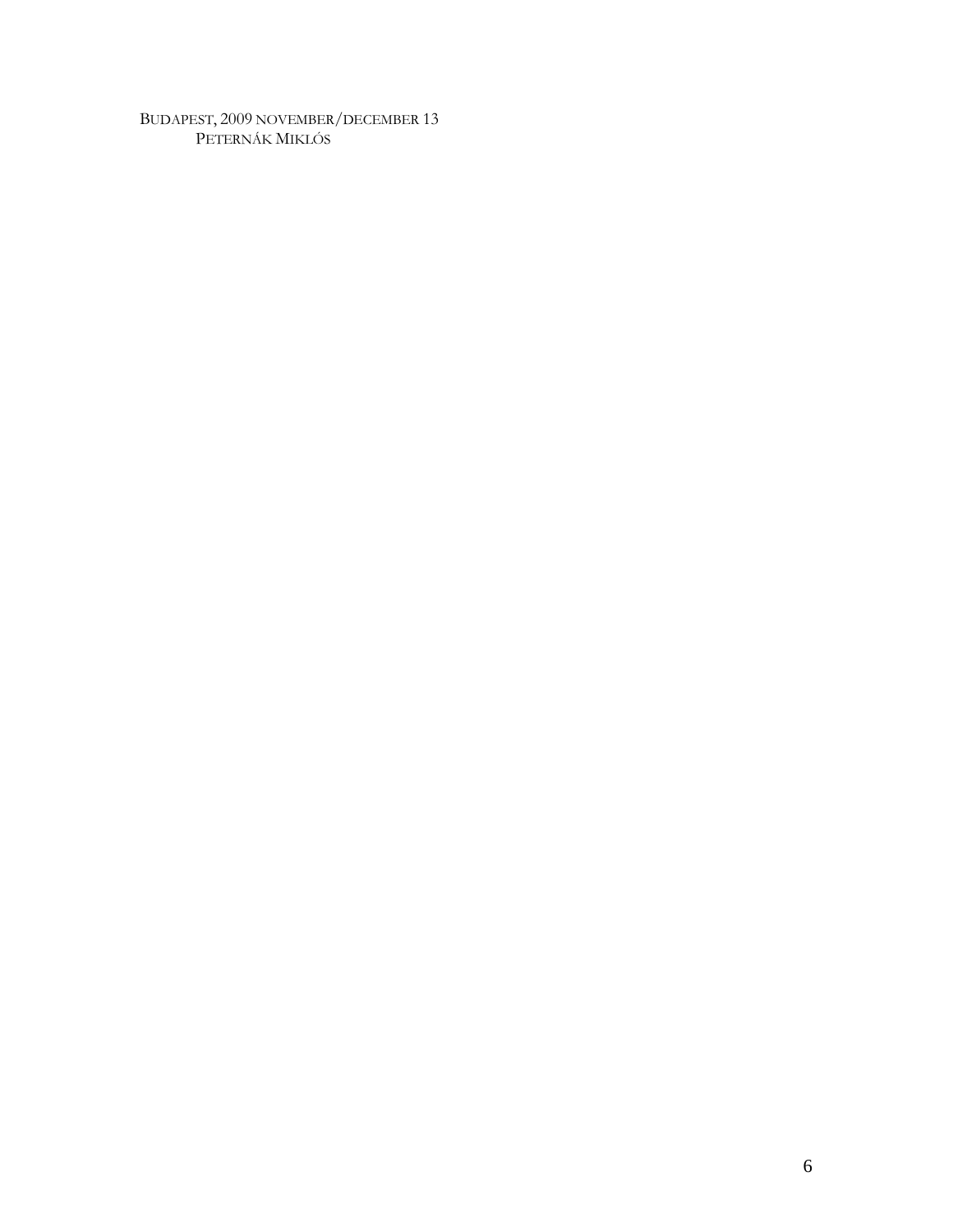BUDAPEST, 2009 NOVEMBER/DECEMBER 13
PETERNÁK MIKLÓS